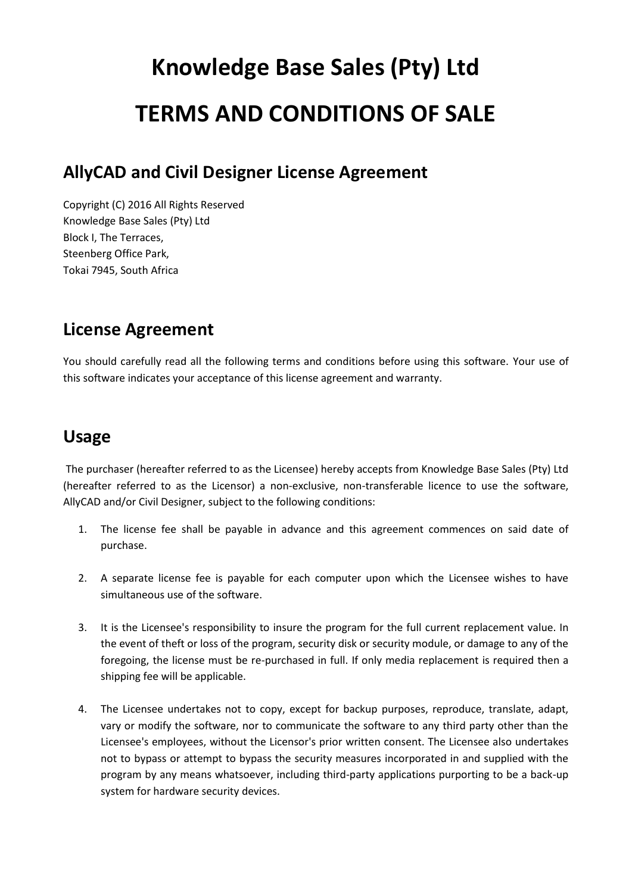# Knowledge Base Sales (Pty) Ltd

# TERMS AND CONDITIONS OF SALE

## AllyCAD and Civil Designer License Agreement

Copyright (C) 2016 All Rights Reserved
Knowledge Base Sales (Pty) Ltd
Block I, The Terraces,
Steenberg Office Park,
Tokai 7945, South Africa

## License Agreement

You should carefully read all the following terms and conditions before using this software. Your use of this software indicates your acceptance of this license agreement and warranty.

## Usage

The purchaser (hereafter referred to as the Licensee) hereby accepts from Knowledge Base Sales (Pty) Ltd (hereafter referred to as the Licensor) a non-exclusive, non-transferable licence to use the software, AllyCAD and/or Civil Designer, subject to the following conditions:

1. The license fee shall be payable in advance and this agreement commences on said date of purchase.

2. A separate license fee is payable for each computer upon which the Licensee wishes to have simultaneous use of the software.

3. It is the Licensee's responsibility to insure the program for the full current replacement value. In the event of theft or loss of the program, security disk or security module, or damage to any of the foregoing, the license must be re-purchased in full. If only media replacement is required then a shipping fee will be applicable.

4. The Licensee undertakes not to copy, except for backup purposes, reproduce, translate, adapt, vary or modify the software, nor to communicate the software to any third party other than the Licensee's employees, without the Licensor's prior written consent. The Licensee also undertakes not to bypass or attempt to bypass the security measures incorporated in and supplied with the program by any means whatsoever, including third-party applications purporting to be a back-up system for hardware security devices.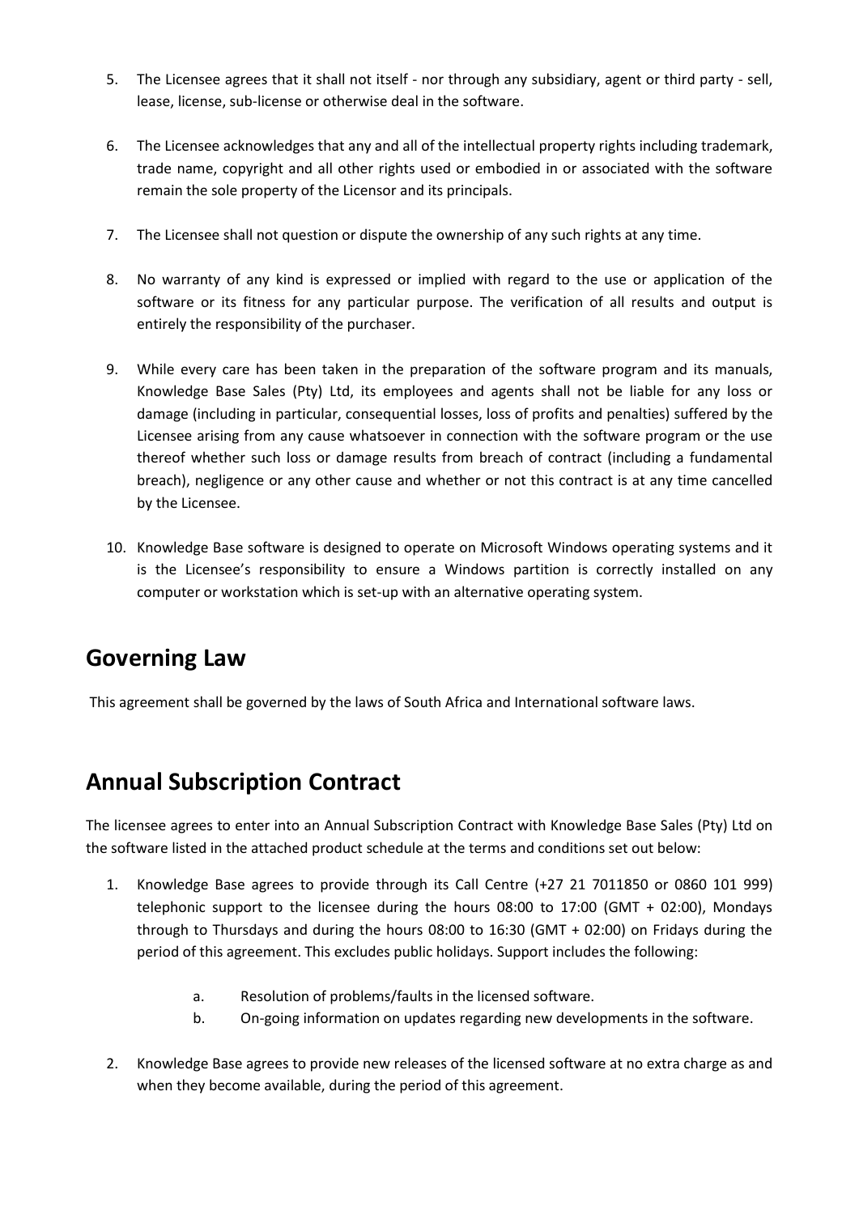5. The Licensee agrees that it shall not itself - nor through any subsidiary, agent or third party - sell, lease, license, sub-license or otherwise deal in the software.

6. The Licensee acknowledges that any and all of the intellectual property rights including trademark, trade name, copyright and all other rights used or embodied in or associated with the software remain the sole property of the Licensor and its principals.

7. The Licensee shall not question or dispute the ownership of any such rights at any time.

8. No warranty of any kind is expressed or implied with regard to the use or application of the software or its fitness for any particular purpose. The verification of all results and output is entirely the responsibility of the purchaser.

9. While every care has been taken in the preparation of the software program and its manuals, Knowledge Base Sales (Pty) Ltd, its employees and agents shall not be liable for any loss or damage (including in particular, consequential losses, loss of profits and penalties) suffered by the Licensee arising from any cause whatsoever in connection with the software program or the use thereof whether such loss or damage results from breach of contract (including a fundamental breach), negligence or any other cause and whether or not this contract is at any time cancelled by the Licensee.

10. Knowledge Base software is designed to operate on Microsoft Windows operating systems and it is the Licensee's responsibility to ensure a Windows partition is correctly installed on any computer or workstation which is set-up with an alternative operating system.

## Governing Law

This agreement shall be governed by the laws of South Africa and International software laws.

## Annual Subscription Contract

The licensee agrees to enter into an Annual Subscription Contract with Knowledge Base Sales (Pty) Ltd on the software listed in the attached product schedule at the terms and conditions set out below:

1. Knowledge Base agrees to provide through its Call Centre (+27 21 7011850 or 0860 101 999) telephonic support to the licensee during the hours 08:00 to 17:00 (GMT + 02:00), Mondays through to Thursdays and during the hours 08:00 to 16:30 (GMT + 02:00) on Fridays during the period of this agreement. This excludes public holidays. Support includes the following:

   a. Resolution of problems/faults in the licensed software.
   b. On-going information on updates regarding new developments in the software.

2. Knowledge Base agrees to provide new releases of the licensed software at no extra charge as and when they become available, during the period of this agreement.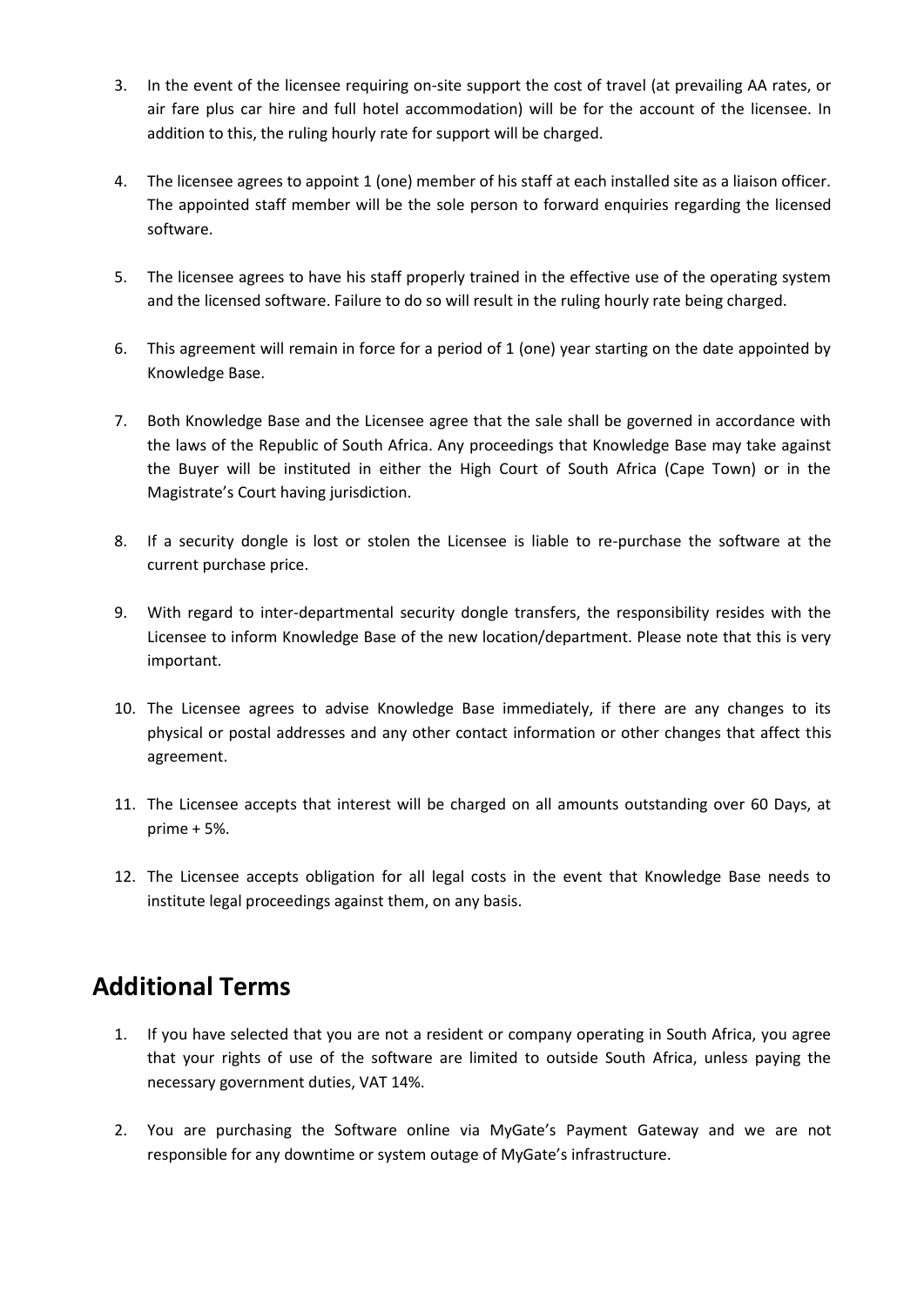3. In the event of the licensee requiring on-site support the cost of travel (at prevailing AA rates, or air fare plus car hire and full hotel accommodation) will be for the account of the licensee. In addition to this, the ruling hourly rate for support will be charged.

4. The licensee agrees to appoint 1 (one) member of his staff at each installed site as a liaison officer. The appointed staff member will be the sole person to forward enquiries regarding the licensed software.

5. The licensee agrees to have his staff properly trained in the effective use of the operating system and the licensed software. Failure to do so will result in the ruling hourly rate being charged.

6. This agreement will remain in force for a period of 1 (one) year starting on the date appointed by Knowledge Base.

7. Both Knowledge Base and the Licensee agree that the sale shall be governed in accordance with the laws of the Republic of South Africa. Any proceedings that Knowledge Base may take against the Buyer will be instituted in either the High Court of South Africa (Cape Town) or in the Magistrate's Court having jurisdiction.

8. If a security dongle is lost or stolen the Licensee is liable to re-purchase the software at the current purchase price.

9. With regard to inter-departmental security dongle transfers, the responsibility resides with the Licensee to inform Knowledge Base of the new location/department. Please note that this is very important.

10. The Licensee agrees to advise Knowledge Base immediately, if there are any changes to its physical or postal addresses and any other contact information or other changes that affect this agreement.

11. The Licensee accepts that interest will be charged on all amounts outstanding over 60 Days, at prime + 5%.

12. The Licensee accepts obligation for all legal costs in the event that Knowledge Base needs to institute legal proceedings against them, on any basis.

## Additional Terms

1. If you have selected that you are not a resident or company operating in South Africa, you agree that your rights of use of the software are limited to outside South Africa, unless paying the necessary government duties, VAT 14%.

2. You are purchasing the Software online via MyGate's Payment Gateway and we are not responsible for any downtime or system outage of MyGate's infrastructure.